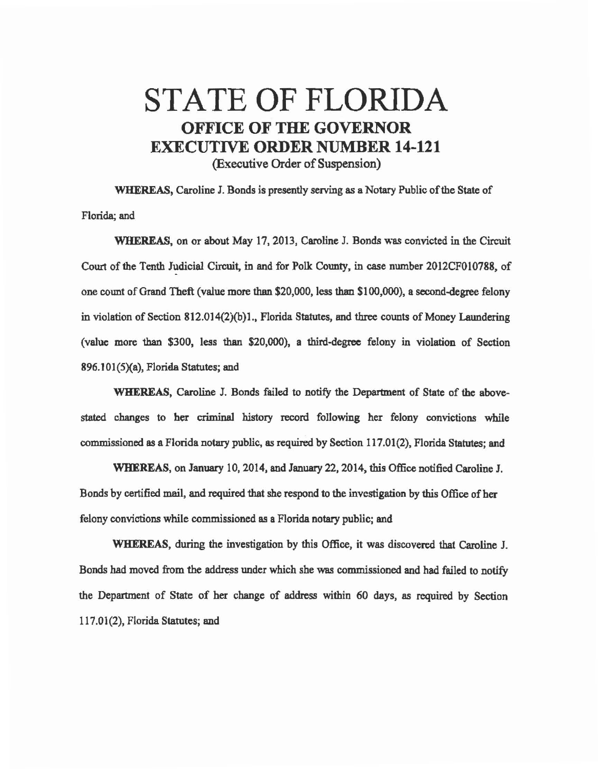# STATE OF FLORIDA

## OFFICE OF THE GOVERNOR

## EXECUTIVE ORDER NUMBER 14-121

(Executive Order of Suspension)

**WHEREAS**, Caroline J. Bonds is presently serving as a Notary Public of the State of Florida; and

**WHEREAS**, on or about May 17, 2013, Caroline J. Bonds was convicted in the Circuit Court of the Tenth Judicial Circuit, in and for Polk County, in case number 2012CF010788, of one count of Grand Theft (value more than $20,000, less than $100,000), a second-degree felony in violation of Section 812.014(2)(b)1., Florida Statutes, and three counts of Money Laundering (value more than $300, less than $20,000), a third-degree felony in violation of Section 896.101(5)(a), Florida Statutes; and

**WHEREAS**, Caroline J. Bonds failed to notify the Department of State of the above-stated changes to her criminal history record following her felony convictions while commissioned as a Florida notary public, as required by Section 117.01(2), Florida Statutes; and

**WHEREAS**, on January 10, 2014, and January 22, 2014, this Office notified Caroline J. Bonds by certified mail, and required that she respond to the investigation by this Office of her felony convictions while commissioned as a Florida notary public; and

**WHEREAS**, during the investigation by this Office, it was discovered that Caroline J. Bonds had moved from the address under which she was commissioned and had failed to notify the Department of State of her change of address within 60 days, as required by Section 117.01(2), Florida Statutes; and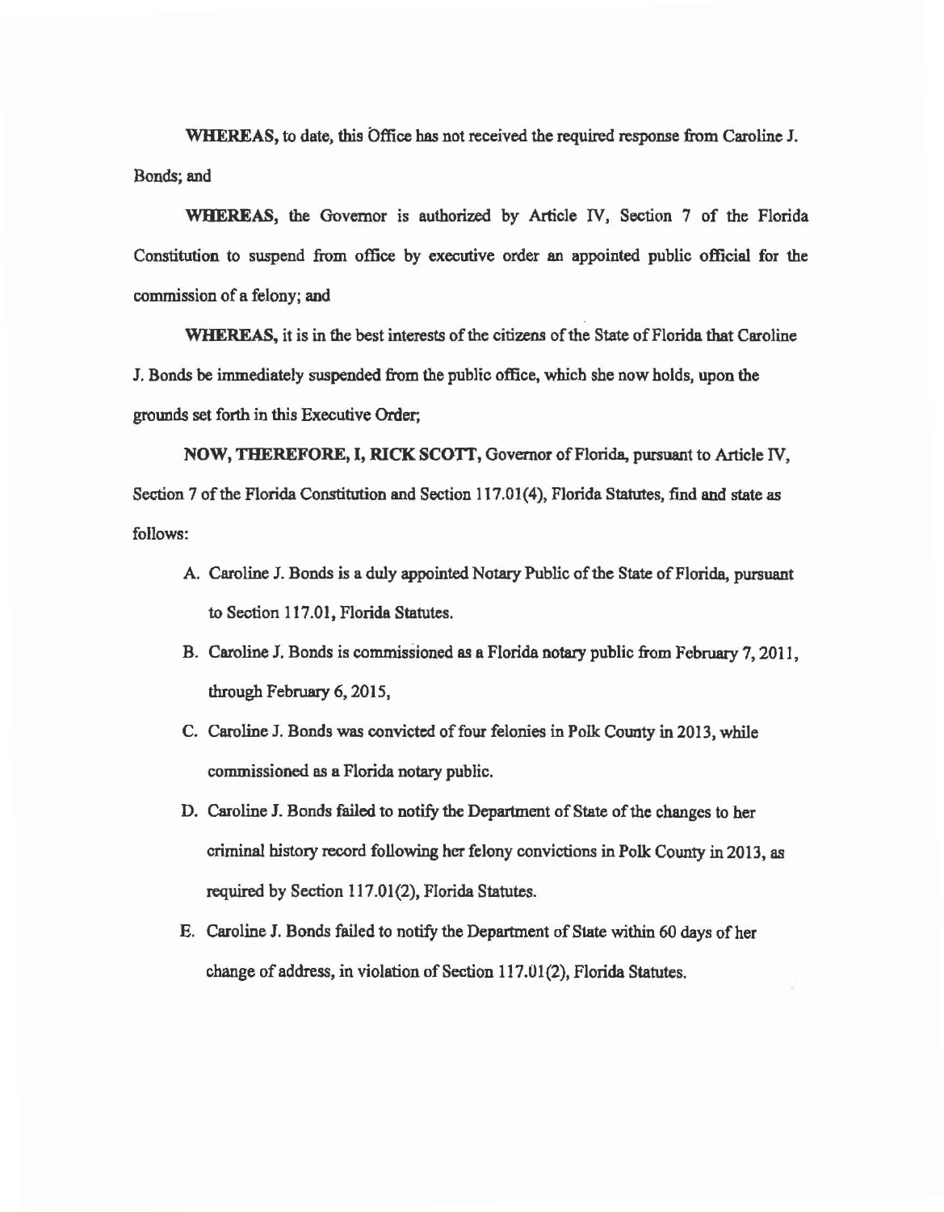**WHEREAS,** to date, this Office has not received the required response from Caroline J. Bonds; and

**WHEREAS,** the Governor is authorized by Article IV, Section 7 of the Florida Constitution to suspend from office by executive order an appointed public official for the commission of a felony; and

**WHEREAS,** it is in the best interests of the citizens of the State of Florida that Caroline J. Bonds be immediately suspended from the public office, which she now holds, upon the grounds set forth in this Executive Order;

**NOW, THEREFORE, I, RICK SCOTT,** Governor of Florida, pursuant to Article IV, Section 7 of the Florida Constitution and Section 117.01(4), Florida Statutes, find and state as follows:

A. Caroline J. Bonds is a duly appointed Notary Public of the State of Florida, pursuant to Section 117.01, Florida Statutes.

B. Caroline J. Bonds is commissioned as a Florida notary public from February 7, 2011, through February 6, 2015,

C. Caroline J. Bonds was convicted of four felonies in Polk County in 2013, while commissioned as a Florida notary public.

D. Caroline J. Bonds failed to notify the Department of State of the changes to her criminal history record following her felony convictions in Polk County in 2013, as required by Section 117.01(2), Florida Statutes.

E. Caroline J. Bonds failed to notify the Department of State within 60 days of her change of address, in violation of Section 117.01(2), Florida Statutes.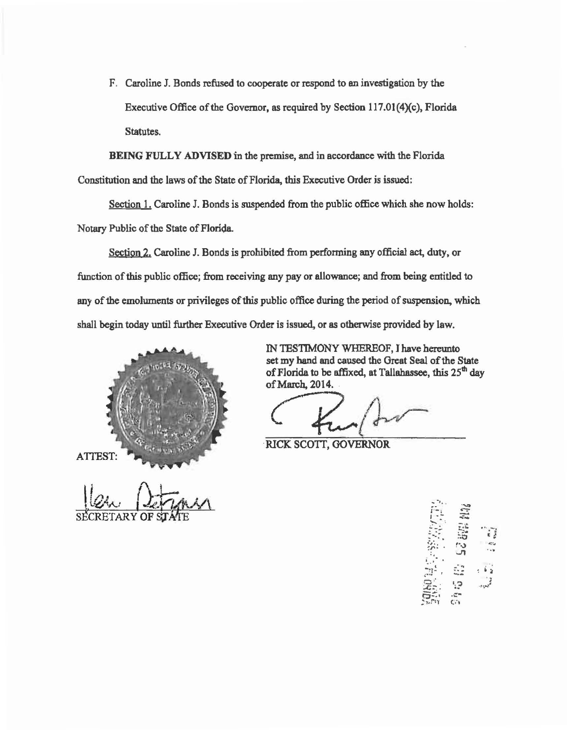F. Caroline J. Bonds refused to cooperate or respond to an investigation by the Executive Office of the Governor, as required by Section 117.01(4)(c), Florida Statutes.

**BEING FULLY ADVISED** in the premise, and in accordance with the Florida Constitution and the laws of the State of Florida, this Executive Order is issued:

Section 1. Caroline J. Bonds is suspended from the public office which she now holds: Notary Public of the State of Florida.

Section 2. Caroline J. Bonds is prohibited from performing any official act, duty, or function of this public office; from receiving any pay or allowance; and from being entitled to any of the emoluments or privileges of this public office during the period of suspension, which shall begin today until further Executive Order is issued, or as otherwise provided by law.

IN TESTIMONY WHEREOF, I have hereunto set my hand and caused the Great Seal of the State of Florida to be affixed, at Tallahassee, this 25th day of March, 2014.

RICK SCOTT, GOVERNOR

ATTEST:

SECRETARY OF STATE